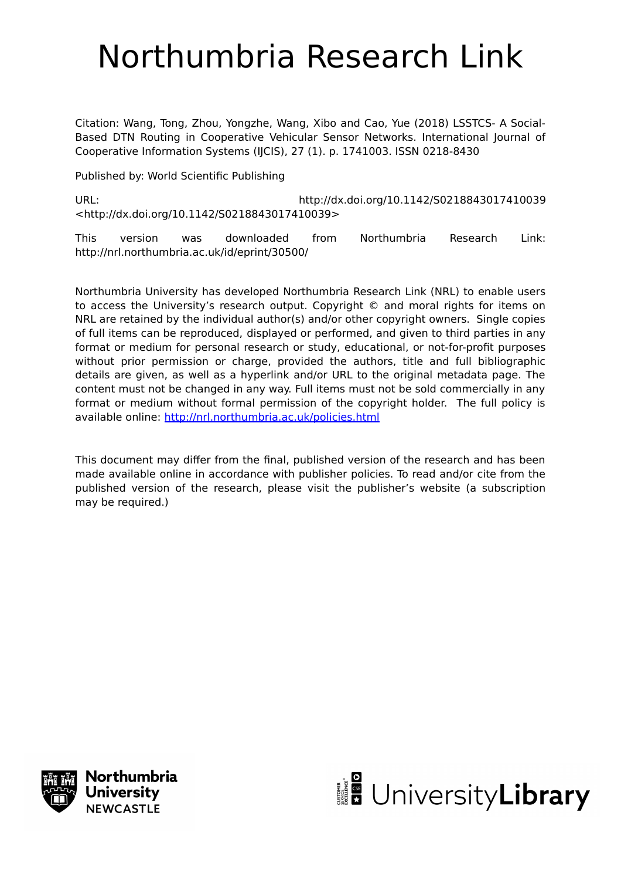# Northumbria Research Link

Citation: Wang, Tong, Zhou, Yongzhe, Wang, Xibo and Cao, Yue (2018) LSSTCS- A Social-Based DTN Routing in Cooperative Vehicular Sensor Networks. International Journal of Cooperative Information Systems (IJCIS), 27 (1). p. 1741003. ISSN 0218-8430

Published by: World Scientific Publishing

URL: http://dx.doi.org/10.1142/S0218843017410039 <http://dx.doi.org/10.1142/S0218843017410039>

This version was downloaded from Northumbria Research Link: http://nrl.northumbria.ac.uk/id/eprint/30500/

Northumbria University has developed Northumbria Research Link (NRL) to enable users to access the University's research output. Copyright © and moral rights for items on NRL are retained by the individual author(s) and/or other copyright owners. Single copies of full items can be reproduced, displayed or performed, and given to third parties in any format or medium for personal research or study, educational, or not-for-profit purposes without prior permission or charge, provided the authors, title and full bibliographic details are given, as well as a hyperlink and/or URL to the original metadata page. The content must not be changed in any way. Full items must not be sold commercially in any format or medium without formal permission of the copyright holder. The full policy is available online: http://nrl.northumbria.ac.uk/policies.html

This document may differ from the final, published version of the research and has been made available online in accordance with publisher policies. To read and/or cite from the published version of the research, please visit the publisher's website (a subscription may be required.)

Northumbria University NEWCASTLE

UniversityLibrary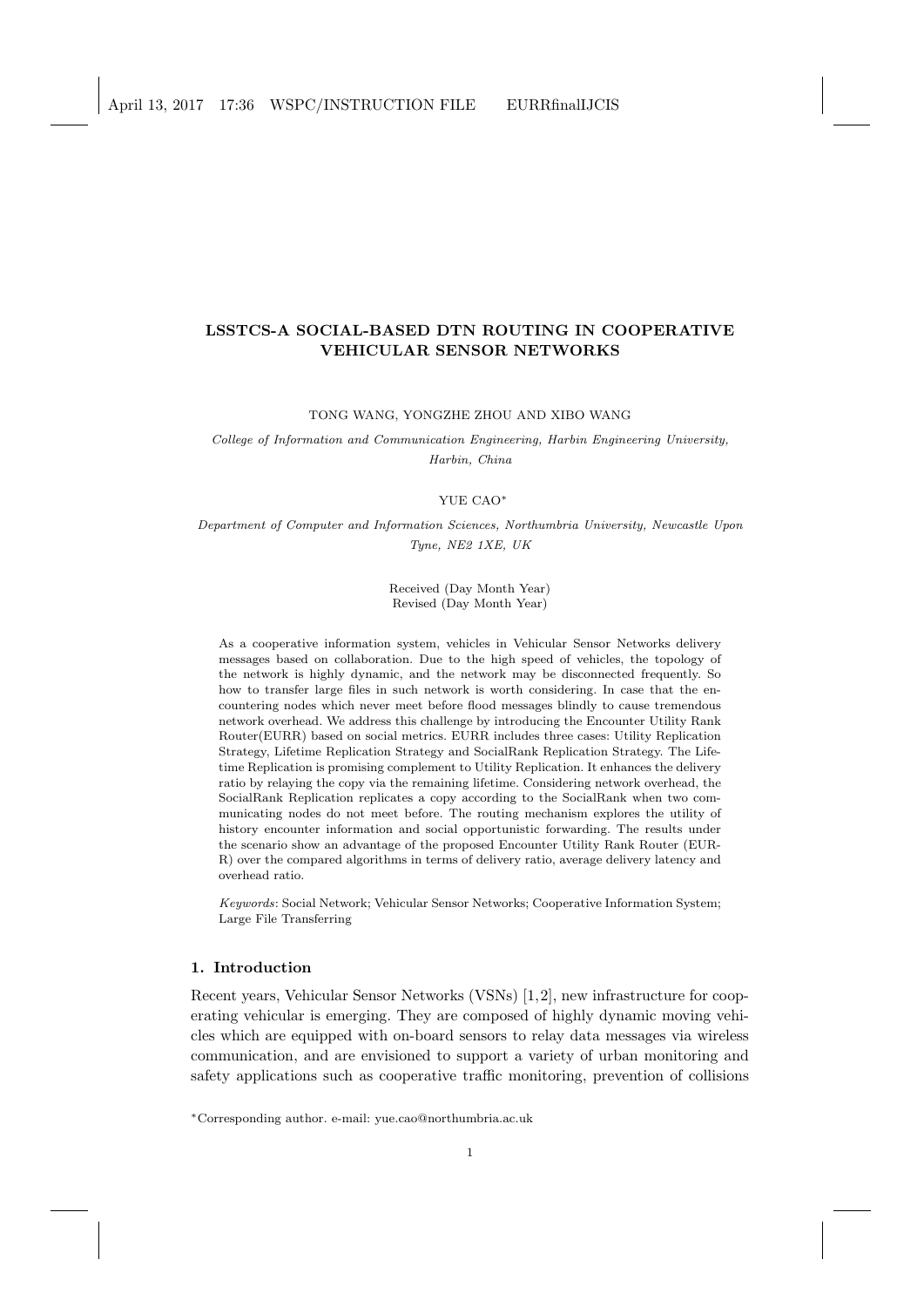# LSSTCS-A SOCIAL-BASED DTN ROUTING IN COOPERATIVE VEHICULAR SENSOR NETWORKS

TONG WANG, YONGZHE ZHOU AND XIBO WANG

*College of Information and Communication Engineering, Harbin Engineering University, Harbin, China*

YUE CAO*

*Department of Computer and Information Sciences, Northumbria University, Newcastle Upon Tyne, NE2 1XE, UK*

Received (Day Month Year)
Revised (Day Month Year)

As a cooperative information system, vehicles in Vehicular Sensor Networks delivery messages based on collaboration. Due to the high speed of vehicles, the topology of the network is highly dynamic, and the network may be disconnected frequently. So how to transfer large files in such network is worth considering. In case that the encountering nodes which never meet before flood messages blindly to cause tremendous network overhead. We address this challenge by introducing the Encounter Utility Rank Router(EURR) based on social metrics. EURR includes three cases: Utility Replication Strategy, Lifetime Replication Strategy and SocialRank Replication Strategy. The Lifetime Replication is promising complement to Utility Replication. It enhances the delivery ratio by relaying the copy via the remaining lifetime. Considering network overhead, the SocialRank Replication replicates a copy according to the SocialRank when two communicating nodes do not meet before. The routing mechanism explores the utility of history encounter information and social opportunistic forwarding. The results under the scenario show an advantage of the proposed Encounter Utility Rank Router (EUR-R) over the compared algorithms in terms of delivery ratio, average delivery latency and overhead ratio.

*Keywords*: Social Network; Vehicular Sensor Networks; Cooperative Information System; Large File Transferring

## 1. Introduction

Recent years, Vehicular Sensor Networks (VSNs) [1,2], new infrastructure for cooperating vehicular is emerging. They are composed of highly dynamic moving vehicles which are equipped with on-board sensors to relay data messages via wireless communication, and are envisioned to support a variety of urban monitoring and safety applications such as cooperative traffic monitoring, prevention of collisions

*Corresponding author. e-mail: yue.cao@northumbria.ac.uk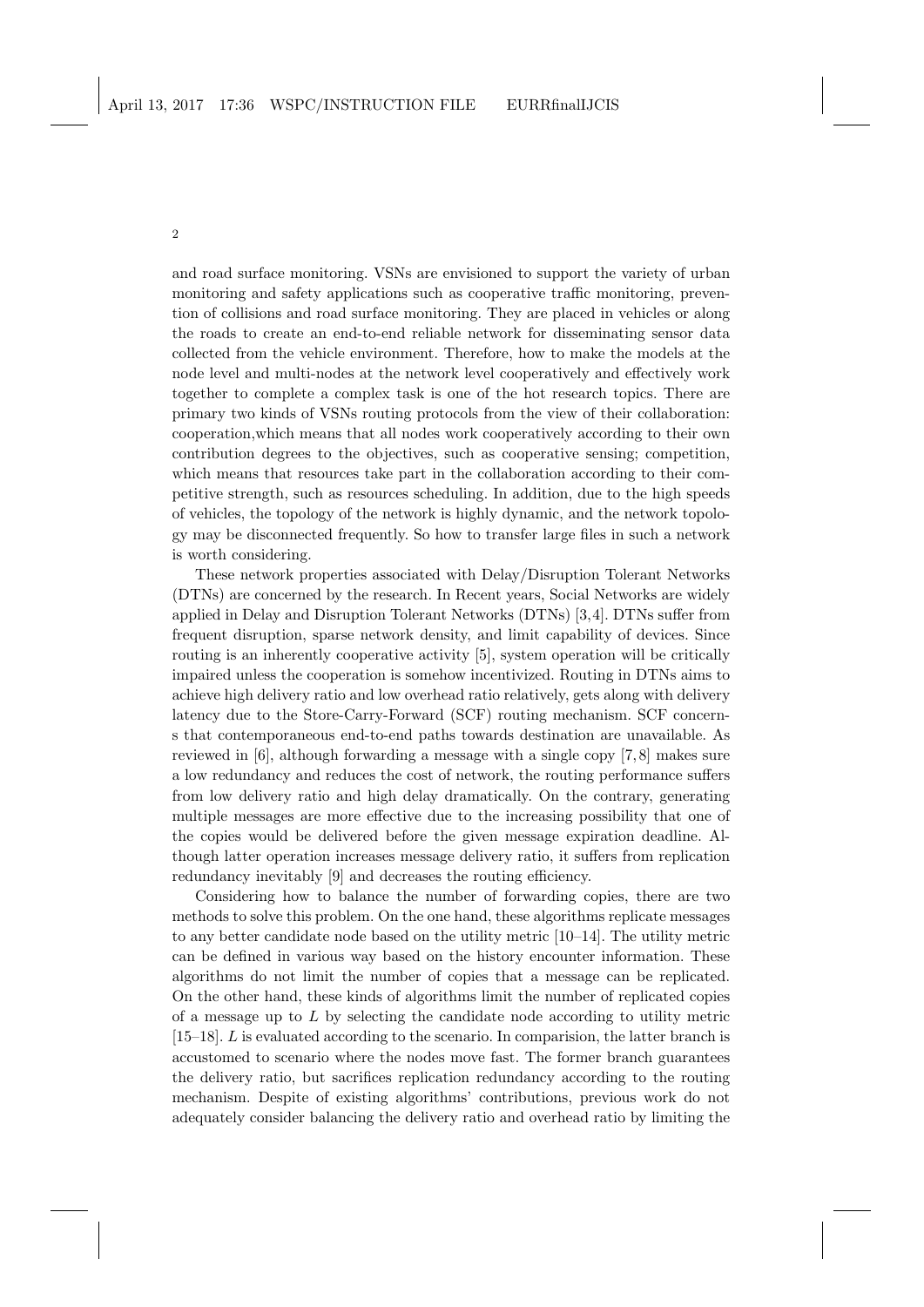and road surface monitoring. VSNs are envisioned to support the variety of urban monitoring and safety applications such as cooperative traffic monitoring, prevention of collisions and road surface monitoring. They are placed in vehicles or along the roads to create an end-to-end reliable network for disseminating sensor data collected from the vehicle environment. Therefore, how to make the models at the node level and multi-nodes at the network level cooperatively and effectively work together to complete a complex task is one of the hot research topics. There are primary two kinds of VSNs routing protocols from the view of their collaboration: cooperation,which means that all nodes work cooperatively according to their own contribution degrees to the objectives, such as cooperative sensing; competition, which means that resources take part in the collaboration according to their competitive strength, such as resources scheduling. In addition, due to the high speeds of vehicles, the topology of the network is highly dynamic, and the network topology may be disconnected frequently. So how to transfer large files in such a network is worth considering.

These network properties associated with Delay/Disruption Tolerant Networks (DTNs) are concerned by the research. In Recent years, Social Networks are widely applied in Delay and Disruption Tolerant Networks (DTNs) [3,4]. DTNs suffer from frequent disruption, sparse network density, and limit capability of devices. Since routing is an inherently cooperative activity [5], system operation will be critically impaired unless the cooperation is somehow incentivized. Routing in DTNs aims to achieve high delivery ratio and low overhead ratio relatively, gets along with delivery latency due to the Store-Carry-Forward (SCF) routing mechanism. SCF concerns that contemporaneous end-to-end paths towards destination are unavailable. As reviewed in [6], although forwarding a message with a single copy [7, 8] makes sure a low redundancy and reduces the cost of network, the routing performance suffers from low delivery ratio and high delay dramatically. On the contrary, generating multiple messages are more effective due to the increasing possibility that one of the copies would be delivered before the given message expiration deadline. Although latter operation increases message delivery ratio, it suffers from replication redundancy inevitably [9] and decreases the routing efficiency.

Considering how to balance the number of forwarding copies, there are two methods to solve this problem. On the one hand, these algorithms replicate messages to any better candidate node based on the utility metric [10–14]. The utility metric can be defined in various way based on the history encounter information. These algorithms do not limit the number of copies that a message can be replicated. On the other hand, these kinds of algorithms limit the number of replicated copies of a message up to $L$ by selecting the candidate node according to utility metric [15–18]. $L$ is evaluated according to the scenario. In comparision, the latter branch is accustomed to scenario where the nodes move fast. The former branch guarantees the delivery ratio, but sacrifices replication redundancy according to the routing mechanism. Despite of existing algorithms' contributions, previous work do not adequately consider balancing the delivery ratio and overhead ratio by limiting the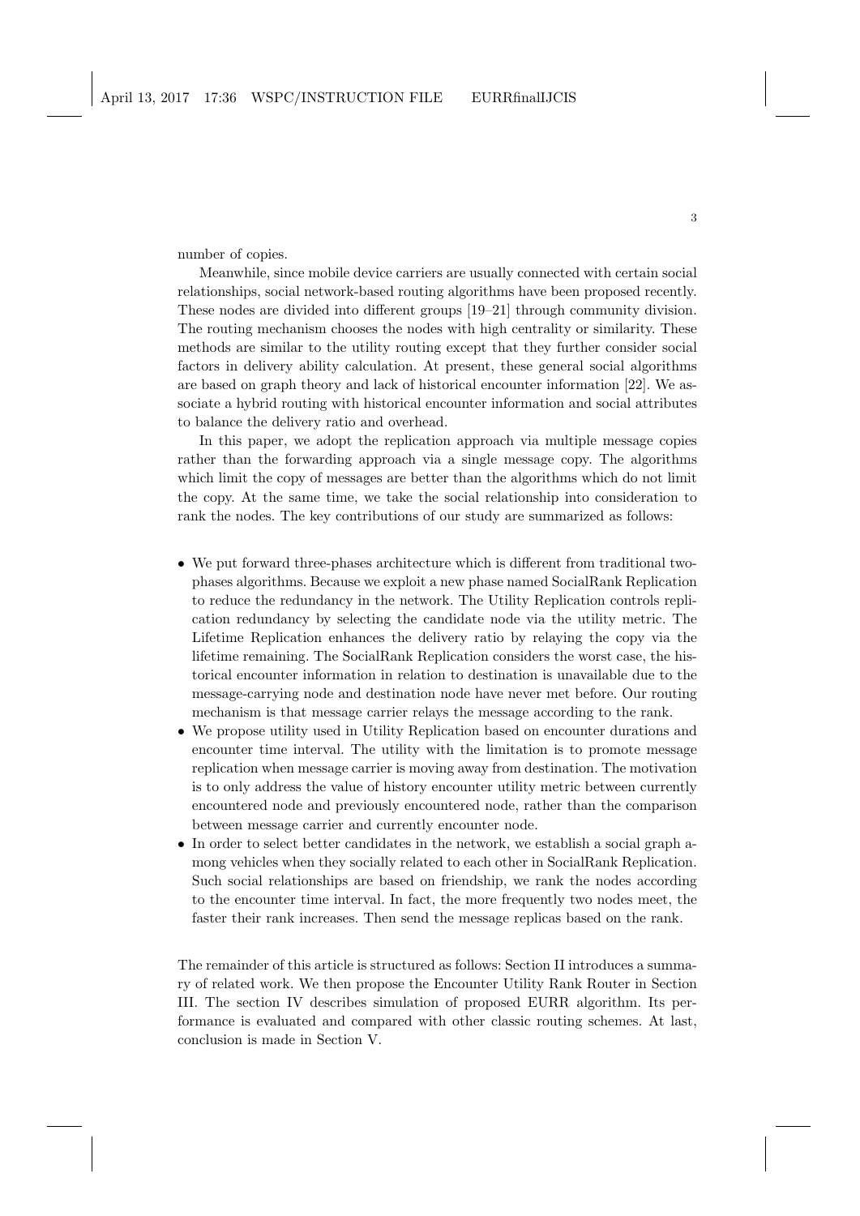number of copies.

Meanwhile, since mobile device carriers are usually connected with certain social relationships, social network-based routing algorithms have been proposed recently. These nodes are divided into different groups [19–21] through community division. The routing mechanism chooses the nodes with high centrality or similarity. These methods are similar to the utility routing except that they further consider social factors in delivery ability calculation. At present, these general social algorithms are based on graph theory and lack of historical encounter information [22]. We associate a hybrid routing with historical encounter information and social attributes to balance the delivery ratio and overhead.

In this paper, we adopt the replication approach via multiple message copies rather than the forwarding approach via a single message copy. The algorithms which limit the copy of messages are better than the algorithms which do not limit the copy. At the same time, we take the social relationship into consideration to rank the nodes. The key contributions of our study are summarized as follows:

- We put forward three-phases architecture which is different from traditional two-phases algorithms. Because we exploit a new phase named SocialRank Replication to reduce the redundancy in the network. The Utility Replication controls replication redundancy by selecting the candidate node via the utility metric. The Lifetime Replication enhances the delivery ratio by relaying the copy via the lifetime remaining. The SocialRank Replication considers the worst case, the historical encounter information in relation to destination is unavailable due to the message-carrying node and destination node have never met before. Our routing mechanism is that message carrier relays the message according to the rank.
- We propose utility used in Utility Replication based on encounter durations and encounter time interval. The utility with the limitation is to promote message replication when message carrier is moving away from destination. The motivation is to only address the value of history encounter utility metric between currently encountered node and previously encountered node, rather than the comparison between message carrier and currently encounter node.
- In order to select better candidates in the network, we establish a social graph among vehicles when they socially related to each other in SocialRank Replication. Such social relationships are based on friendship, we rank the nodes according to the encounter time interval. In fact, the more frequently two nodes meet, the faster their rank increases. Then send the message replicas based on the rank.

The remainder of this article is structured as follows: Section II introduces a summary of related work. We then propose the Encounter Utility Rank Router in Section III. The section IV describes simulation of proposed EURR algorithm. Its performance is evaluated and compared with other classic routing schemes. At last, conclusion is made in Section V.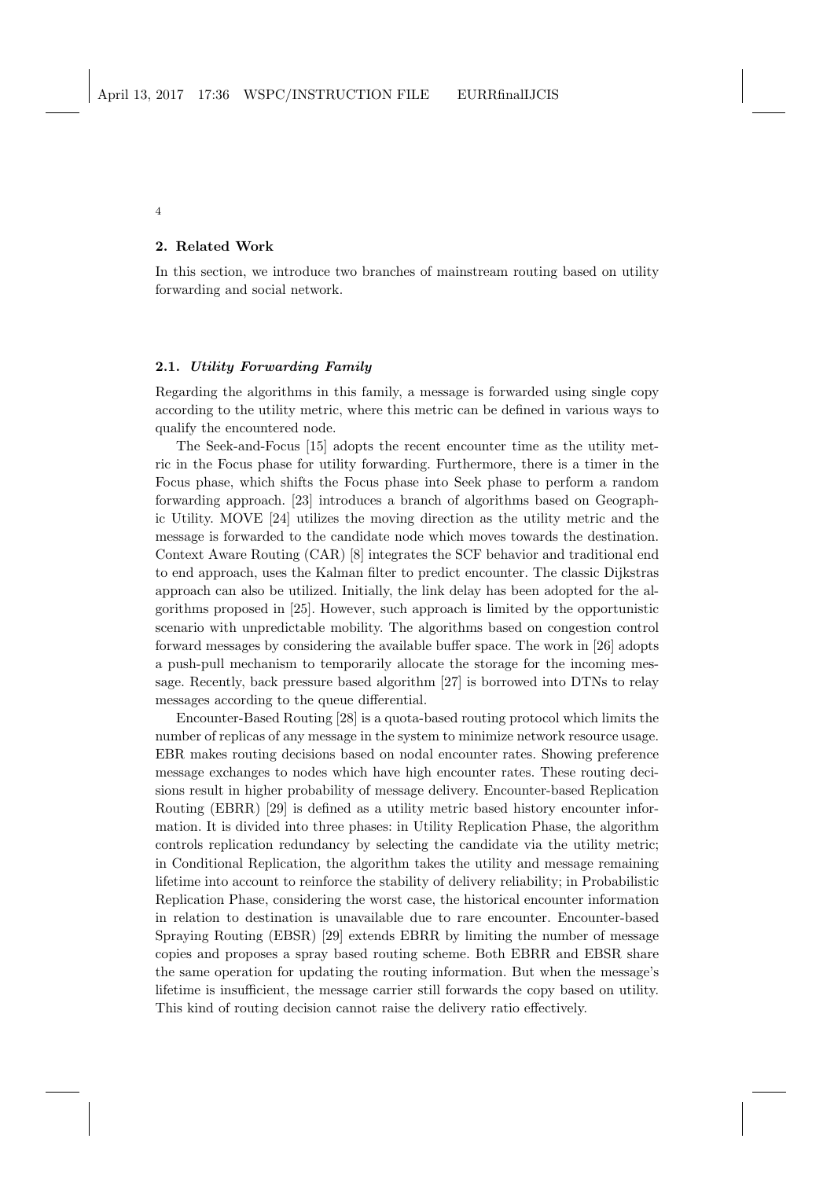## 2. Related Work

In this section, we introduce two branches of mainstream routing based on utility forwarding and social network.

### 2.1. *Utility Forwarding Family*

Regarding the algorithms in this family, a message is forwarded using single copy according to the utility metric, where this metric can be defined in various ways to qualify the encountered node.

The Seek-and-Focus [15] adopts the recent encounter time as the utility metric in the Focus phase for utility forwarding. Furthermore, there is a timer in the Focus phase, which shifts the Focus phase into Seek phase to perform a random forwarding approach. [23] introduces a branch of algorithms based on Geographic Utility. MOVE [24] utilizes the moving direction as the utility metric and the message is forwarded to the candidate node which moves towards the destination. Context Aware Routing (CAR) [8] integrates the SCF behavior and traditional end to end approach, uses the Kalman filter to predict encounter. The classic Dijkstras approach can also be utilized. Initially, the link delay has been adopted for the algorithms proposed in [25]. However, such approach is limited by the opportunistic scenario with unpredictable mobility. The algorithms based on congestion control forward messages by considering the available buffer space. The work in [26] adopts a push-pull mechanism to temporarily allocate the storage for the incoming message. Recently, back pressure based algorithm [27] is borrowed into DTNs to relay messages according to the queue differential.

Encounter-Based Routing [28] is a quota-based routing protocol which limits the number of replicas of any message in the system to minimize network resource usage. EBR makes routing decisions based on nodal encounter rates. Showing preference message exchanges to nodes which have high encounter rates. These routing decisions result in higher probability of message delivery. Encounter-based Replication Routing (EBRR) [29] is defined as a utility metric based history encounter information. It is divided into three phases: in Utility Replication Phase, the algorithm controls replication redundancy by selecting the candidate via the utility metric; in Conditional Replication, the algorithm takes the utility and message remaining lifetime into account to reinforce the stability of delivery reliability; in Probabilistic Replication Phase, considering the worst case, the historical encounter information in relation to destination is unavailable due to rare encounter. Encounter-based Spraying Routing (EBSR) [29] extends EBRR by limiting the number of message copies and proposes a spray based routing scheme. Both EBRR and EBSR share the same operation for updating the routing information. But when the message's lifetime is insufficient, the message carrier still forwards the copy based on utility. This kind of routing decision cannot raise the delivery ratio effectively.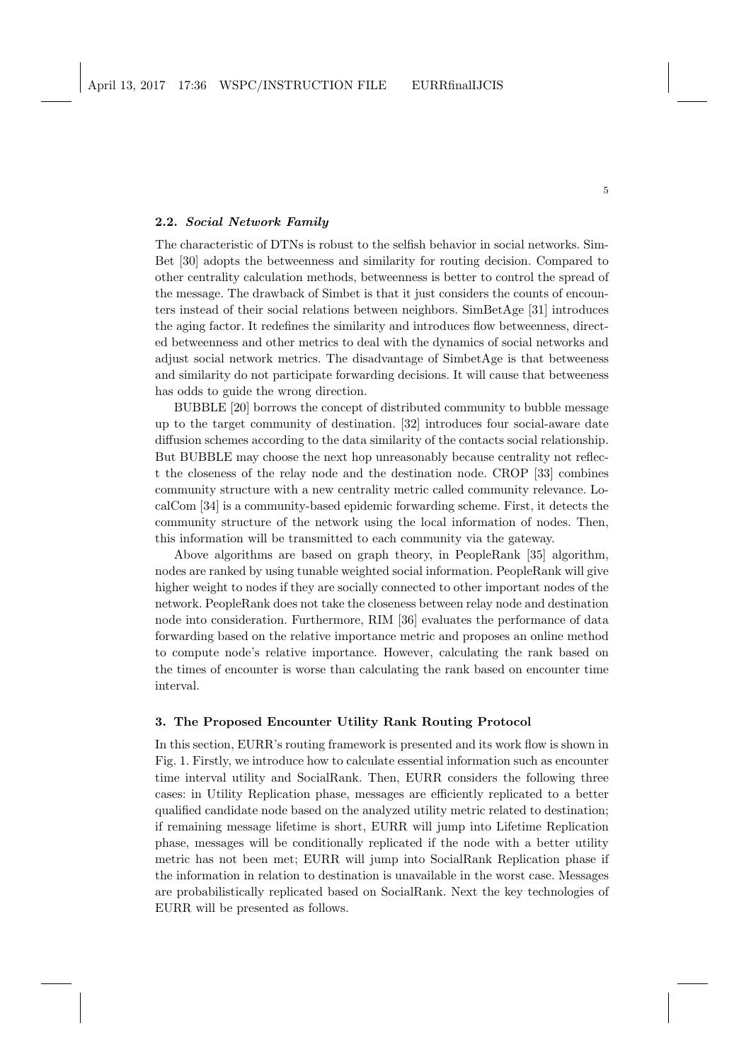### 2.2. *Social Network Family*

The characteristic of DTNs is robust to the selfish behavior in social networks. SimBet [30] adopts the betweenness and similarity for routing decision. Compared to other centrality calculation methods, betweenness is better to control the spread of the message. The drawback of Simbet is that it just considers the counts of encounters instead of their social relations between neighbors. SimBetAge [31] introduces the aging factor. It redefines the similarity and introduces flow betweenness, directed betweenness and other metrics to deal with the dynamics of social networks and adjust social network metrics. The disadvantage of SimbetAge is that betweeness and similarity do not participate forwarding decisions. It will cause that betweeness has odds to guide the wrong direction.

BUBBLE [20] borrows the concept of distributed community to bubble message up to the target community of destination. [32] introduces four social-aware date diffusion schemes according to the data similarity of the contacts social relationship. But BUBBLE may choose the next hop unreasonably because centrality not reflect the closeness of the relay node and the destination node. CROP [33] combines community structure with a new centrality metric called community relevance. LocalCom [34] is a community-based epidemic forwarding scheme. First, it detects the community structure of the network using the local information of nodes. Then, this information will be transmitted to each community via the gateway.

Above algorithms are based on graph theory, in PeopleRank [35] algorithm, nodes are ranked by using tunable weighted social information. PeopleRank will give higher weight to nodes if they are socially connected to other important nodes of the network. PeopleRank does not take the closeness between relay node and destination node into consideration. Furthermore, RIM [36] evaluates the performance of data forwarding based on the relative importance metric and proposes an online method to compute node's relative importance. However, calculating the rank based on the times of encounter is worse than calculating the rank based on encounter time interval.

## 3. The Proposed Encounter Utility Rank Routing Protocol

In this section, EURR's routing framework is presented and its work flow is shown in Fig. 1. Firstly, we introduce how to calculate essential information such as encounter time interval utility and SocialRank. Then, EURR considers the following three cases: in Utility Replication phase, messages are efficiently replicated to a better qualified candidate node based on the analyzed utility metric related to destination; if remaining message lifetime is short, EURR will jump into Lifetime Replication phase, messages will be conditionally replicated if the node with a better utility metric has not been met; EURR will jump into SocialRank Replication phase if the information in relation to destination is unavailable in the worst case. Messages are probabilistically replicated based on SocialRank. Next the key technologies of EURR will be presented as follows.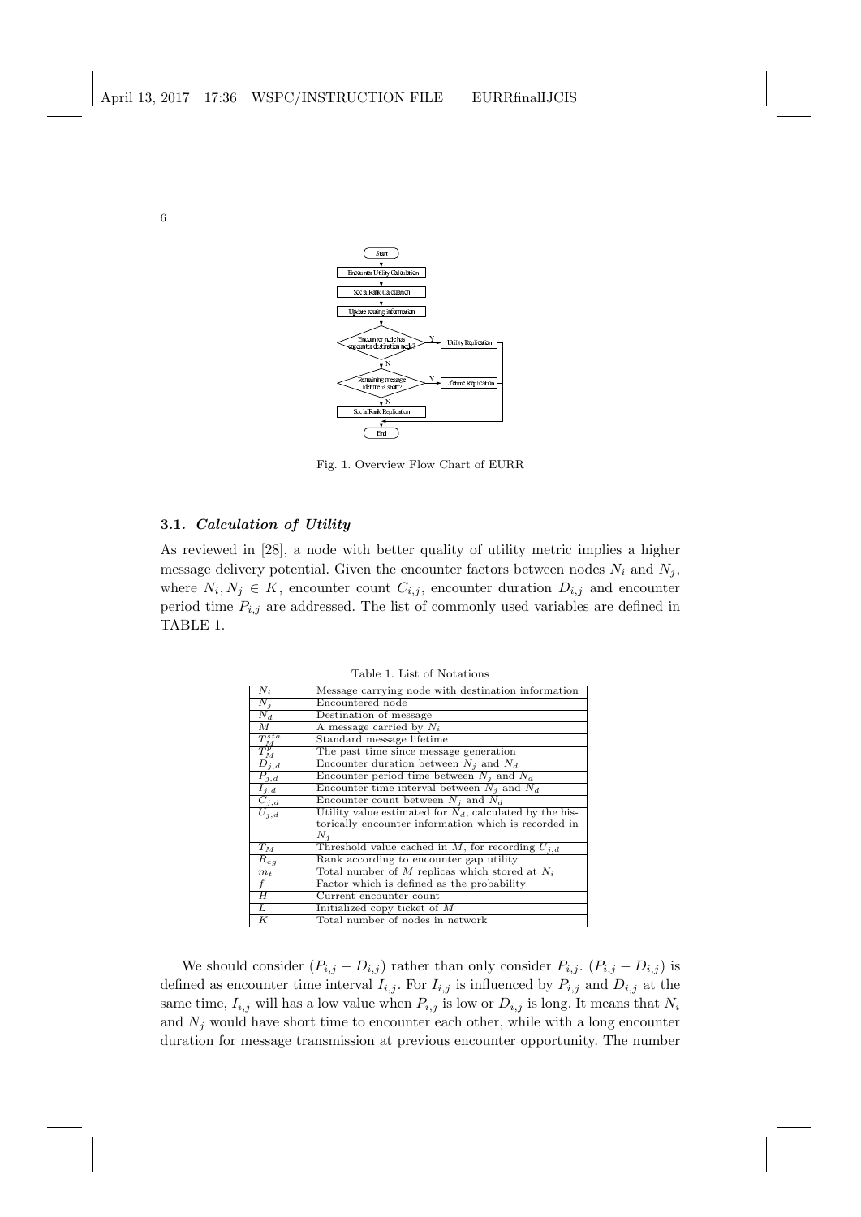Fig. 1. Overview Flow Chart of EURR

### 3.1. *Calculation of Utility*

As reviewed in [28], a node with better quality of utility metric implies a higher message delivery potential. Given the encounter factors between nodes $N_i$ and $N_j$, where $N_i, N_j \in K$, encounter count $C_{i,j}$, encounter duration $D_{i,j}$ and encounter period time $P_{i,j}$ are addressed. The list of commonly used variables are defined in TABLE 1.

Table 1. List of Notations

| | |
|---|---|
| $N_i$ | Message carrying node with destination information |
| $N_j$ | Encountered node |
| $N_d$ | Destination of message |
| $M$ | A message carried by $N_i$ |
| $T_M^{sta}$ | Standard message lifetime |
| $T_M^p$ | The past time since message generation |
| $D_{j,d}$ | Encounter duration between $N_j$ and $N_d$ |
| $P_{j,d}$ | Encounter period time between $N_j$ and $N_d$ |
| $I_{j,d}$ | Encounter time interval between $N_j$ and $N_d$ |
| $C_{j,d}$ | Encounter count between $N_j$ and $N_d$ |
| $U_{j,d}$ | Utility value estimated for $N_d$, calculated by the historically encounter information which is recorded in $N_j$ |
| $T_M$ | Threshold value cached in $M$, for recording $U_{j,d}$ |
| $R_{eg}$ | Rank according to encounter gap utility |
| $m_t$ | Total number of $M$ replicas which stored at $N_i$ |
| $f$ | Factor which is defined as the probability |
| $H$ | Current encounter count |
| $L$ | Initialized copy ticket of $M$ |
| $K$ | Total number of nodes in network |

We should consider $(P_{i,j} - D_{i,j})$ rather than only consider $P_{i,j}$. $(P_{i,j} - D_{i,j})$ is defined as encounter time interval $I_{i,j}$. For $I_{i,j}$ is influenced by $P_{i,j}$ and $D_{i,j}$ at the same time, $I_{i,j}$ will has a low value when $P_{i,j}$ is low or $D_{i,j}$ is long. It means that $N_i$ and $N_j$ would have short time to encounter each other, while with a long encounter duration for message transmission at previous encounter opportunity. The number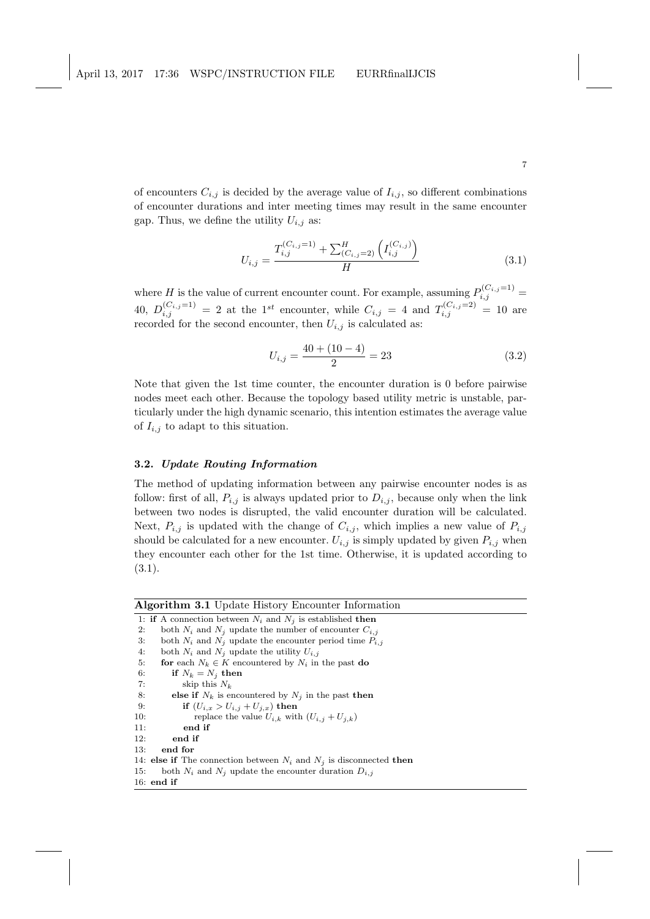of encounters $C_{i,j}$ is decided by the average value of $I_{i,j}$, so different combinations of encounter durations and inter meeting times may result in the same encounter gap. Thus, we define the utility $U_{i,j}$ as:

$$U_{i,j} = \frac{T_{i,j}^{(C_{i,j}=1)} + \sum_{(C_{i,j}=2)}^{H} \left( I_{i,j}^{(C_{i,j})} \right)}{H} \tag{3.1}$$

where $H$ is the value of current encounter count. For example, assuming $P_{i,j}^{(C_{i,j}=1)} = 40$, $D_{i,j}^{(C_{i,j}=1)} = 2$ at the $1^{st}$ encounter, while $C_{i,j} = 4$ and $T_{i,j}^{(C_{i,j}=2)} = 10$ are recorded for the second encounter, then $U_{i,j}$ is calculated as:

$$U_{i,j} = \frac{40 + (10 - 4)}{2} = 23 \tag{3.2}$$

Note that given the 1st time counter, the encounter duration is 0 before pairwise nodes meet each other. Because the topology based utility metric is unstable, particularly under the high dynamic scenario, this intention estimates the average value of $I_{i,j}$ to adapt to this situation.

### 3.2. *Update Routing Information*

The method of updating information between any pairwise encounter nodes is as follow: first of all, $P_{i,j}$ is always updated prior to $D_{i,j}$, because only when the link between two nodes is disrupted, the valid encounter duration will be calculated. Next, $P_{i,j}$ is updated with the change of $C_{i,j}$, which implies a new value of $P_{i,j}$ should be calculated for a new encounter. $U_{i,j}$ is simply updated by given $P_{i,j}$ when they encounter each other for the 1st time. Otherwise, it is updated according to (3.1).

**Algorithm 3.1** Update History Encounter Information

```
1: if A connection between N_i and N_j is established then
2:     both N_i and N_j update the number of encounter C_{i,j}
3:     both N_i and N_j update the encounter period time P_{i,j}
4:     both N_i and N_j update the utility U_{i,j}
5:     for each N_k ∈ K encountered by N_i in the past do
6:         if N_k = N_j then
7:             skip this N_k
8:         else if N_k is encountered by N_j in the past then
9:             if (U_{i,x} > U_{i,j} + U_{j,x}) then
10:                replace the value U_{i,k} with (U_{i,j} + U_{j,k})
11:            end if
12:        end if
13:    end for
14: else if The connection between N_i and N_j is disconnected then
15:    both N_i and N_j update the encounter duration D_{i,j}
16: end if
```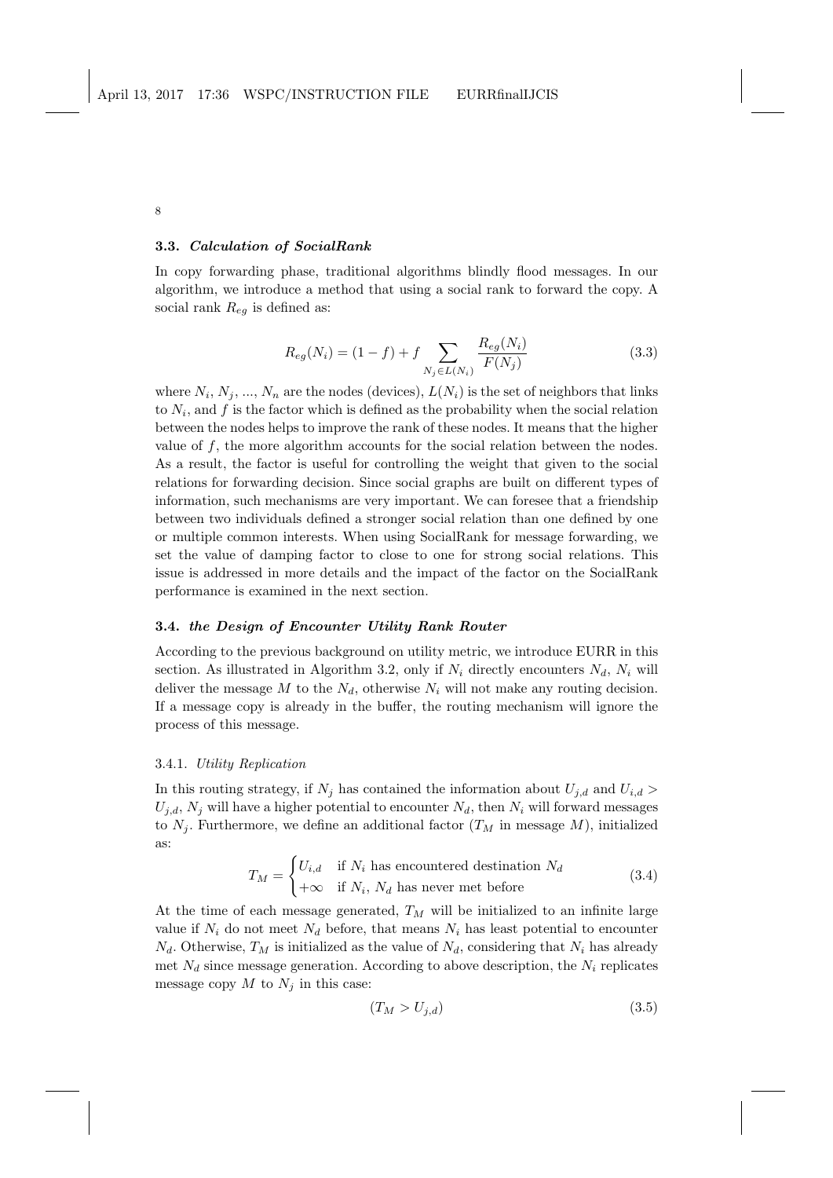### 3.3. *Calculation of SocialRank*

In copy forwarding phase, traditional algorithms blindly flood messages. In our algorithm, we introduce a method that using a social rank to forward the copy. A social rank $R_{eg}$ is defined as:

$$R_{eg}(N_i) = (1-f) + f \sum_{N_j \in L(N_i)} \frac{R_{eg}(N_i)}{F(N_j)} \tag{3.3}$$

where $N_i$, $N_j$, ..., $N_n$ are the nodes (devices), $L(N_i)$ is the set of neighbors that links to $N_i$, and $f$ is the factor which is defined as the probability when the social relation between the nodes helps to improve the rank of these nodes. It means that the higher value of $f$, the more algorithm accounts for the social relation between the nodes. As a result, the factor is useful for controlling the weight that given to the social relations for forwarding decision. Since social graphs are built on different types of information, such mechanisms are very important. We can foresee that a friendship between two individuals defined a stronger social relation than one defined by one or multiple common interests. When using SocialRank for message forwarding, we set the value of damping factor to close to one for strong social relations. This issue is addressed in more details and the impact of the factor on the SocialRank performance is examined in the next section.

### 3.4. *the Design of Encounter Utility Rank Router*

According to the previous background on utility metric, we introduce EURR in this section. As illustrated in Algorithm 3.2, only if $N_i$ directly encounters $N_d$, $N_i$ will deliver the message $M$ to the $N_d$, otherwise $N_i$ will not make any routing decision. If a message copy is already in the buffer, the routing mechanism will ignore the process of this message.

#### 3.4.1. *Utility Replication*

In this routing strategy, if $N_j$ has contained the information about $U_{j,d}$ and $U_{i,d} > U_{j,d}$, $N_j$ will have a higher potential to encounter $N_d$, then $N_i$ will forward messages to $N_j$. Furthermore, we define an additional factor ($T_M$ in message $M$), initialized as:

$$T_M = \begin{cases} U_{i,d} & \text{if } N_i \text{ has encountered destination } N_d \\ +\infty & \text{if } N_i,\, N_d \text{ has never met before} \end{cases} \tag{3.4}$$

At the time of each message generated, $T_M$ will be initialized to an infinite large value if $N_i$ do not meet $N_d$ before, that means $N_i$ has least potential to encounter $N_d$. Otherwise, $T_M$ is initialized as the value of $N_d$, considering that $N_i$ has already met $N_d$ since message generation. According to above description, the $N_i$ replicates message copy $M$ to $N_j$ in this case:

$$(T_M > U_{j,d}) \tag{3.5}$$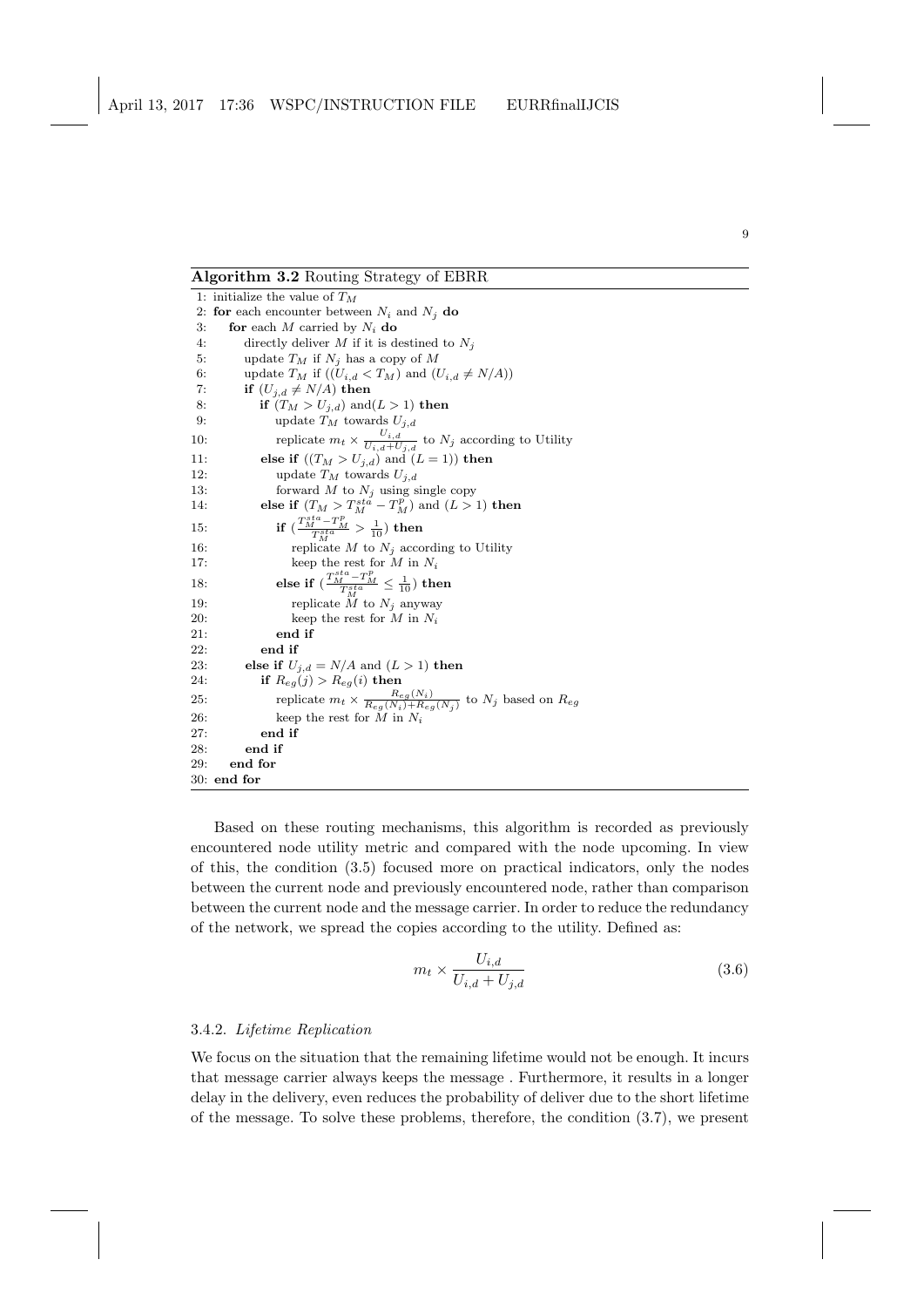**Algorithm 3.2** Routing Strategy of EBRR

```
1: initialize the value of T_M
2: for each encounter between N_i and N_j do
3:    for each M carried by N_i do
4:       directly deliver M if it is destined to N_j
5:       update T_M if N_j has a copy of M
6:       update T_M if ((U_{i,d} < T_M) and (U_{i,d} ≠ N/A))
7:       if (U_{j,d} ≠ N/A) then
8:          if (T_M > U_{j,d}) and(L > 1) then
9:             update T_M towards U_{j,d}
10:            replicate m_t × U_{i,d}/(U_{i,d}+U_{j,d}) to N_j according to Utility
11:         else if ((T_M > U_{j,d}) and (L = 1)) then
12:            update T_M towards U_{j,d}
13:            forward M to N_j using single copy
14:         else if (T_M > T_M^{sta} − T_M^p) and (L > 1) then
15:            if ((T_M^{sta} − T_M^p)/T_M^{sta} > 1/10) then
16:               replicate M to N_j according to Utility
17:               keep the rest for M in N_i
18:            else if ((T_M^{sta} − T_M^p)/T_M^{sta} ≤ 1/10) then
19:               replicate M to N_j anyway
20:               keep the rest for M in N_i
21:            end if
22:         end if
23:      else if U_{j,d} = N/A and (L > 1) then
24:         if R_eg(j) > R_eg(i) then
25:            replicate m_t × R_eg(N_i)/(R_eg(N_i)+R_eg(N_j)) to N_j based on R_eg
26:            keep the rest for M in N_i
27:         end if
28:      end if
29:   end for
30: end for
```

Based on these routing mechanisms, this algorithm is recorded as previously encountered node utility metric and compared with the node upcoming. In view of this, the condition (3.5) focused more on practical indicators, only the nodes between the current node and previously encountered node, rather than comparison between the current node and the message carrier. In order to reduce the redundancy of the network, we spread the copies according to the utility. Defined as:

$$m_t \times \frac{U_{i,d}}{U_{i,d} + U_{j,d}} \tag{3.6}$$

### 3.4.2. *Lifetime Replication*

We focus on the situation that the remaining lifetime would not be enough. It incurs that message carrier always keeps the message . Furthermore, it results in a longer delay in the delivery, even reduces the probability of deliver due to the short lifetime of the message. To solve these problems, therefore, the condition (3.7), we present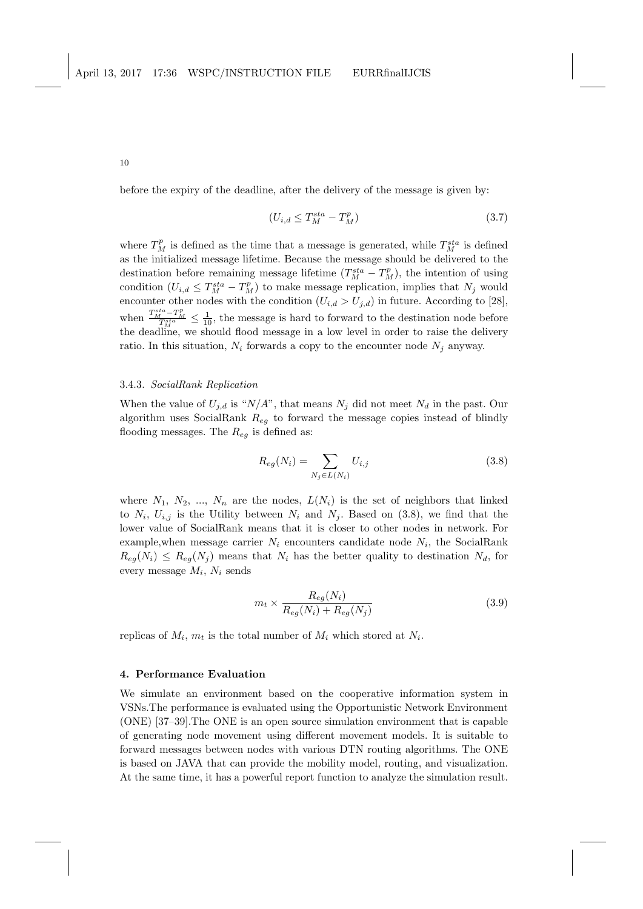before the expiry of the deadline, after the delivery of the message is given by:

$$(U_{i,d} \leq T_M^{sta} - T_M^p) \tag{3.7}$$

where $T_M^p$ is defined as the time that a message is generated, while $T_M^{sta}$ is defined as the initialized message lifetime. Because the message should be delivered to the destination before remaining message lifetime $(T_M^{sta} - T_M^p)$, the intention of using condition $(U_{i,d} \leq T_M^{sta} - T_M^p)$ to make message replication, implies that $N_j$ would encounter other nodes with the condition $(U_{i,d} > U_{j,d})$ in future. According to [28], when $\frac{T_M^{sta} - T_M^p}{T_M^{sta}} \leq \frac{1}{10}$, the message is hard to forward to the destination node before the deadline, we should flood message in a low level in order to raise the delivery ratio. In this situation, $N_i$ forwards a copy to the encounter node $N_j$ anyway.

### 3.4.3. *SocialRank Replication*

When the value of $U_{j,d}$ is "*N/A*", that means $N_j$ did not meet $N_d$ in the past. Our algorithm uses SocialRank $R_{eg}$ to forward the message copies instead of blindly flooding messages. The $R_{eg}$ is defined as:

$$R_{eg}(N_i) = \sum_{N_j \in L(N_i)} U_{i,j} \tag{3.8}$$

where $N_1$, $N_2$, ..., $N_n$ are the nodes, $L(N_i)$ is the set of neighbors that linked to $N_i$, $U_{i,j}$ is the Utility between $N_i$ and $N_j$. Based on (3.8), we find that the lower value of SocialRank means that it is closer to other nodes in network. For example,when message carrier $N_i$ encounters candidate node $N_i$, the SocialRank $R_{eg}(N_i) \leq R_{eg}(N_j)$ means that $N_i$ has the better quality to destination $N_d$, for every message $M_i$, $N_i$ sends

$$m_t \times \frac{R_{eg}(N_i)}{R_{eg}(N_i) + R_{eg}(N_j)} \tag{3.9}$$

replicas of $M_i$, $m_t$ is the total number of $M_i$ which stored at $N_i$.

## 4. Performance Evaluation

We simulate an environment based on the cooperative information system in VSNs.The performance is evaluated using the Opportunistic Network Environment (ONE) [37–39].The ONE is an open source simulation environment that is capable of generating node movement using different movement models. It is suitable to forward messages between nodes with various DTN routing algorithms. The ONE is based on JAVA that can provide the mobility model, routing, and visualization. At the same time, it has a powerful report function to analyze the simulation result.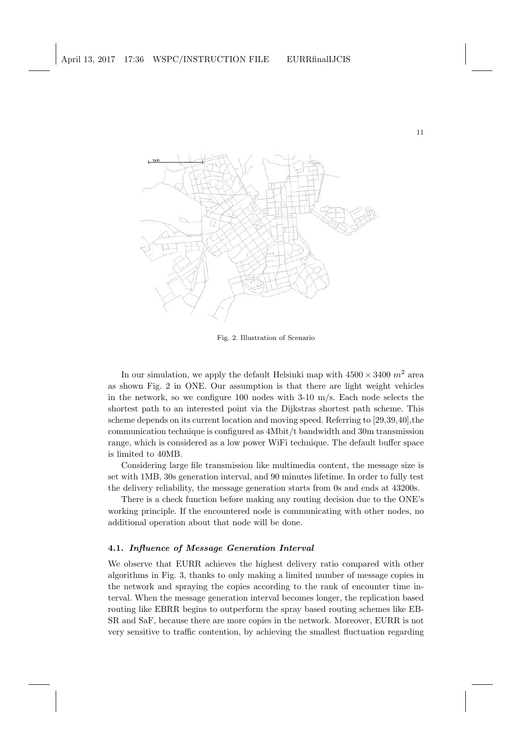Fig. 2. Illustration of Scenario

In our simulation, we apply the default Helsinki map with $4500 \times 3400\ m^2$ area as shown Fig. 2 in ONE. Our assumption is that there are light weight vehicles in the network, so we configure 100 nodes with 3-10 m/s. Each node selects the shortest path to an interested point via the Dijkstras shortest path scheme. This scheme depends on its current location and moving speed. Referring to [29,39,40],the communication technique is configured as 4Mbit/t bandwidth and 30m transmission range, which is considered as a low power WiFi technique. The default buffer space is limited to 40MB.

Considering large file transmission like multimedia content, the message size is set with 1MB, 30s generation interval, and 90 minutes lifetime. In order to fully test the delivery reliability, the message generation starts from 0s and ends at 43200s.

There is a check function before making any routing decision due to the ONE's working principle. If the encountered node is communicating with other nodes, no additional operation about that node will be done.

### 4.1. *Influence of Message Generation Interval*

We observe that EURR achieves the highest delivery ratio compared with other algorithms in Fig. 3, thanks to only making a limited number of message copies in the network and spraying the copies according to the rank of encounter time interval. When the message generation interval becomes longer, the replication based routing like EBRR begins to outperform the spray based routing schemes like EB-SR and SaF, because there are more copies in the network. Moreover, EURR is not very sensitive to traffic contention, by achieving the smallest fluctuation regarding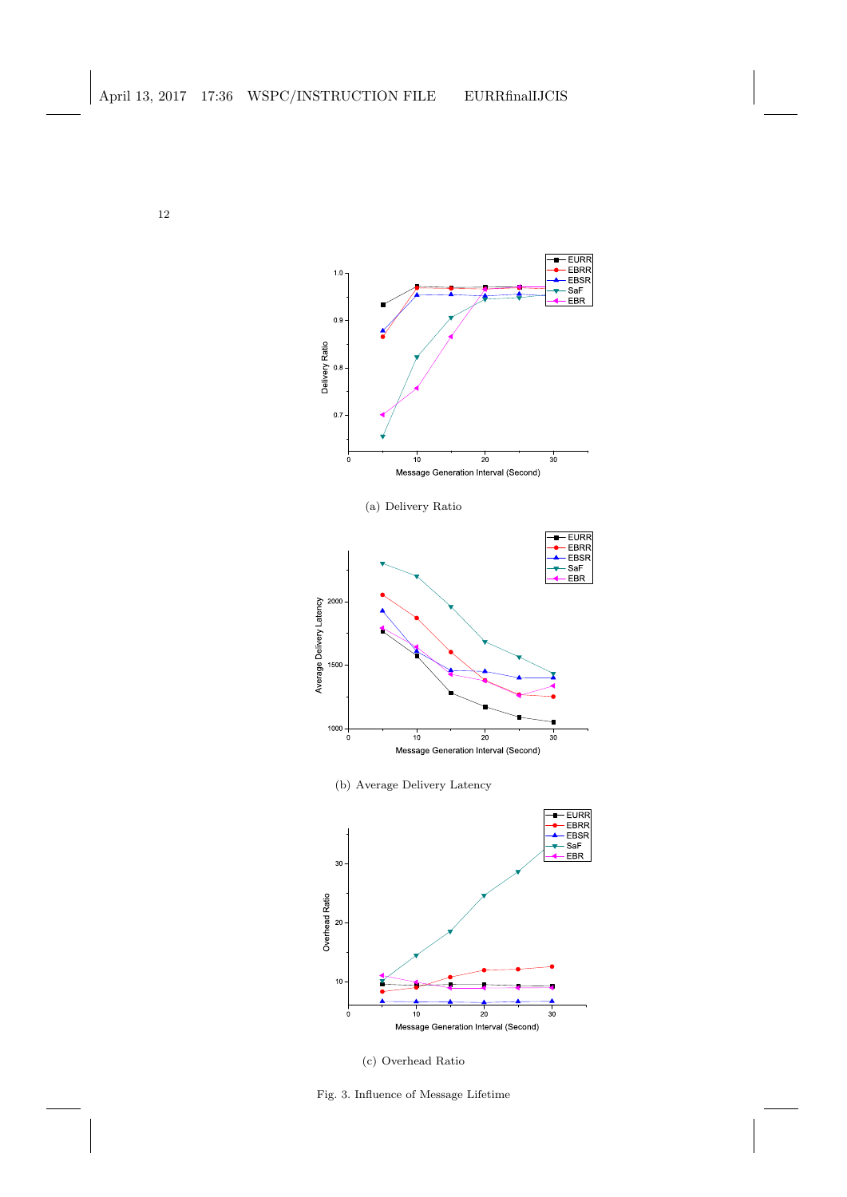(a) Delivery Ratio

(b) Average Delivery Latency

(c) Overhead Ratio

Fig. 3. Influence of Message Lifetime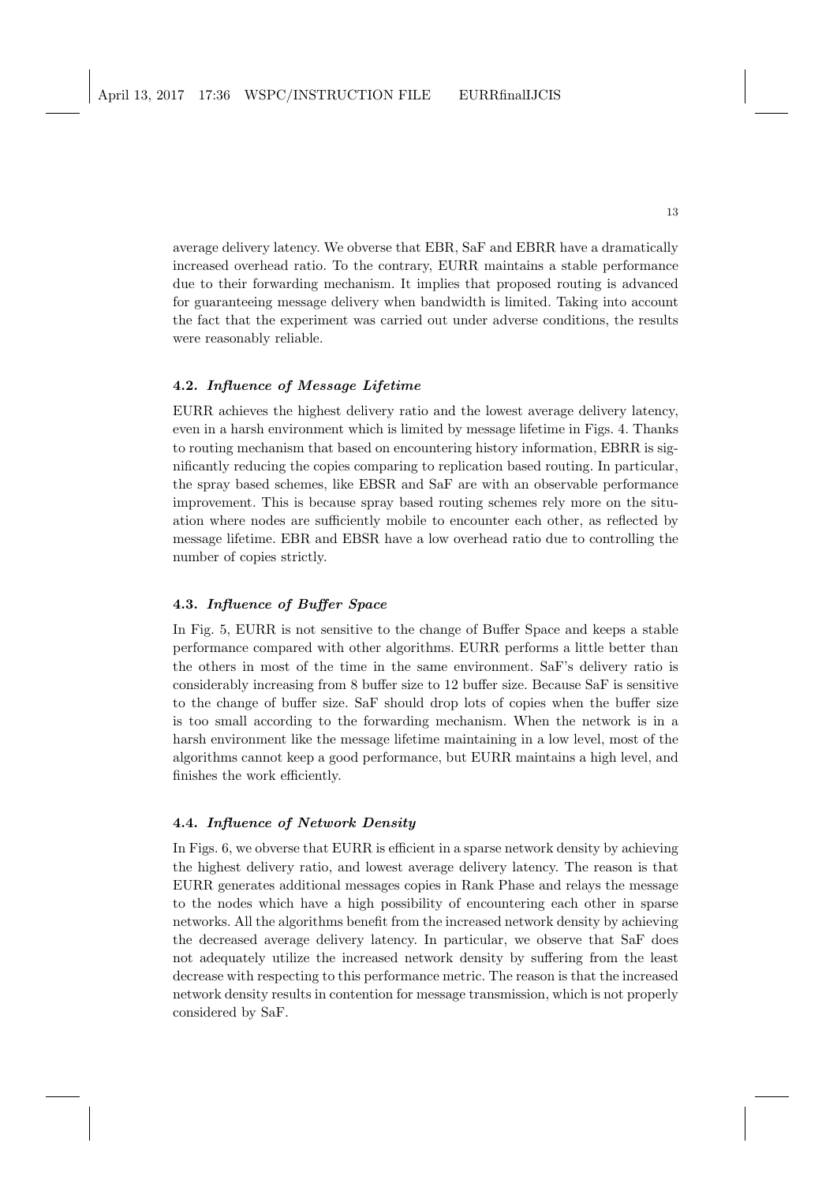average delivery latency. We obverse that EBR, SaF and EBRR have a dramatically increased overhead ratio. To the contrary, EURR maintains a stable performance due to their forwarding mechanism. It implies that proposed routing is advanced for guaranteeing message delivery when bandwidth is limited. Taking into account the fact that the experiment was carried out under adverse conditions, the results were reasonably reliable.

### 4.2. *Influence of Message Lifetime*

EURR achieves the highest delivery ratio and the lowest average delivery latency, even in a harsh environment which is limited by message lifetime in Figs. 4. Thanks to routing mechanism that based on encountering history information, EBRR is significantly reducing the copies comparing to replication based routing. In particular, the spray based schemes, like EBSR and SaF are with an observable performance improvement. This is because spray based routing schemes rely more on the situation where nodes are sufficiently mobile to encounter each other, as reflected by message lifetime. EBR and EBSR have a low overhead ratio due to controlling the number of copies strictly.

### 4.3. *Influence of Buffer Space*

In Fig. 5, EURR is not sensitive to the change of Buffer Space and keeps a stable performance compared with other algorithms. EURR performs a little better than the others in most of the time in the same environment. SaF's delivery ratio is considerably increasing from 8 buffer size to 12 buffer size. Because SaF is sensitive to the change of buffer size. SaF should drop lots of copies when the buffer size is too small according to the forwarding mechanism. When the network is in a harsh environment like the message lifetime maintaining in a low level, most of the algorithms cannot keep a good performance, but EURR maintains a high level, and finishes the work efficiently.

### 4.4. *Influence of Network Density*

In Figs. 6, we obverse that EURR is efficient in a sparse network density by achieving the highest delivery ratio, and lowest average delivery latency. The reason is that EURR generates additional messages copies in Rank Phase and relays the message to the nodes which have a high possibility of encountering each other in sparse networks. All the algorithms benefit from the increased network density by achieving the decreased average delivery latency. In particular, we observe that SaF does not adequately utilize the increased network density by suffering from the least decrease with respecting to this performance metric. The reason is that the increased network density results in contention for message transmission, which is not properly considered by SaF.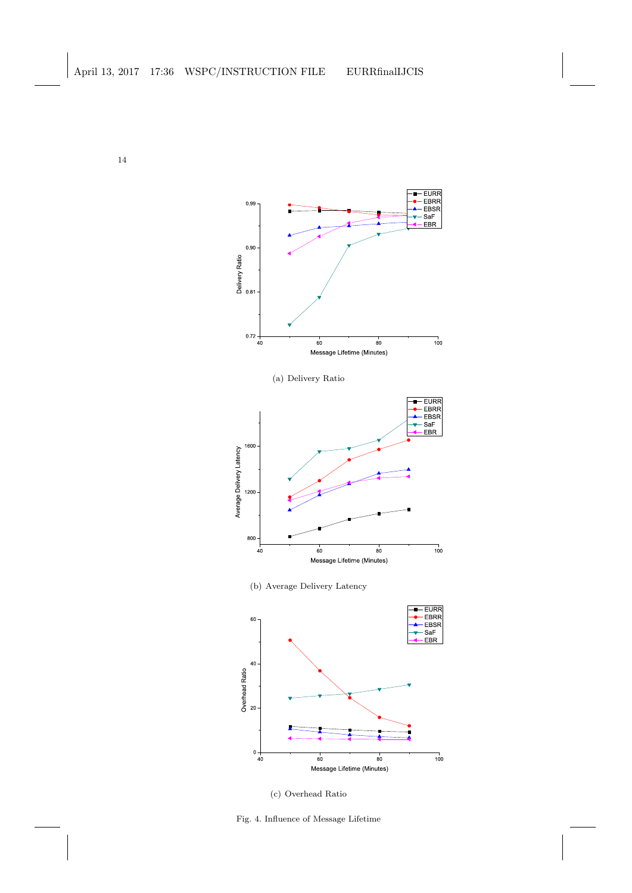(a) Delivery Ratio

(b) Average Delivery Latency

(c) Overhead Ratio

Fig. 4. Influence of Message Lifetime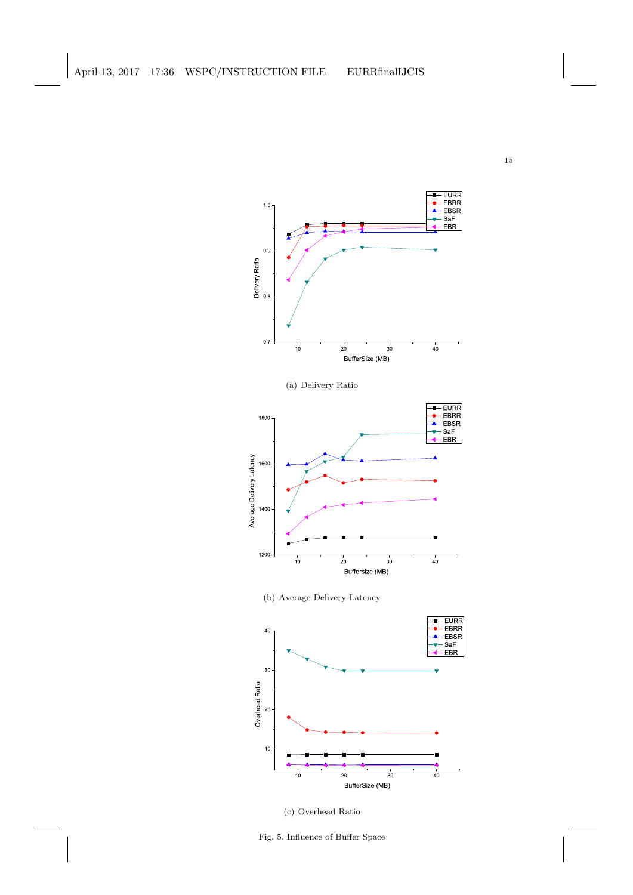(a) Delivery Ratio

(b) Average Delivery Latency

(c) Overhead Ratio

Fig. 5. Influence of Buffer Space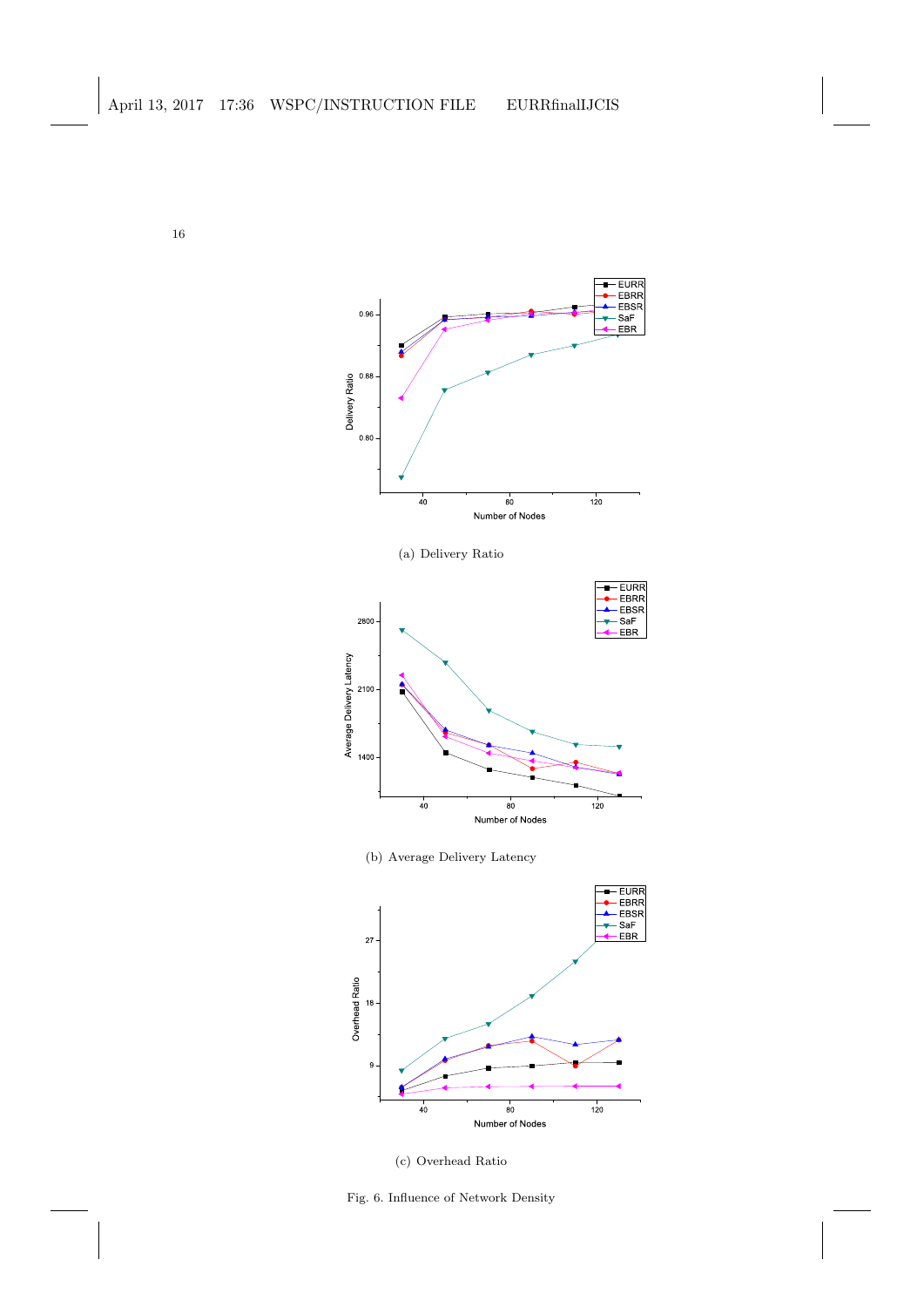(a) Delivery Ratio

(b) Average Delivery Latency

(c) Overhead Ratio

Fig. 6. Influence of Network Density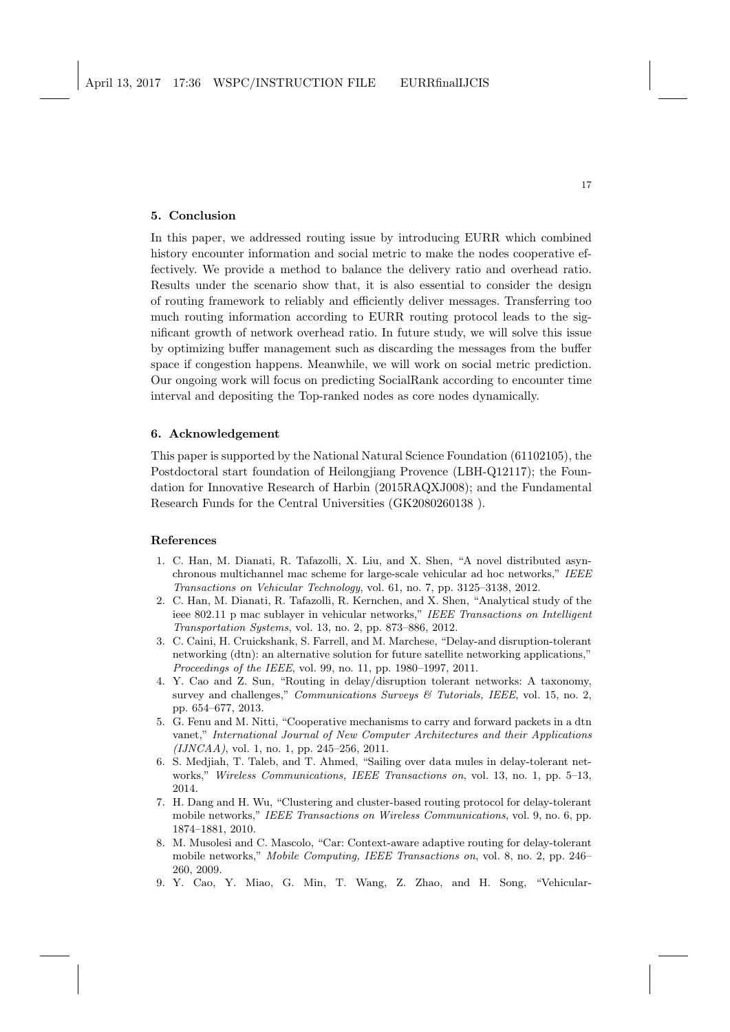## 5. Conclusion

In this paper, we addressed routing issue by introducing EURR which combined history encounter information and social metric to make the nodes cooperative effectively. We provide a method to balance the delivery ratio and overhead ratio. Results under the scenario show that, it is also essential to consider the design of routing framework to reliably and efficiently deliver messages. Transferring too much routing information according to EURR routing protocol leads to the significant growth of network overhead ratio. In future study, we will solve this issue by optimizing buffer management such as discarding the messages from the buffer space if congestion happens. Meanwhile, we will work on social metric prediction. Our ongoing work will focus on predicting SocialRank according to encounter time interval and depositing the Top-ranked nodes as core nodes dynamically.

## 6. Acknowledgement

This paper is supported by the National Natural Science Foundation (61102105), the Postdoctoral start foundation of Heilongjiang Provence (LBH-Q12117); the Foundation for Innovative Research of Harbin (2015RAQXJ008); and the Fundamental Research Funds for the Central Universities (GK2080260138 ).

## References

1. C. Han, M. Dianati, R. Tafazolli, X. Liu, and X. Shen, "A novel distributed asynchronous multichannel mac scheme for large-scale vehicular ad hoc networks," *IEEE Transactions on Vehicular Technology*, vol. 61, no. 7, pp. 3125–3138, 2012.
2. C. Han, M. Dianati, R. Tafazolli, R. Kernchen, and X. Shen, "Analytical study of the ieee 802.11 p mac sublayer in vehicular networks," *IEEE Transactions on Intelligent Transportation Systems*, vol. 13, no. 2, pp. 873–886, 2012.
3. C. Caini, H. Cruickshank, S. Farrell, and M. Marchese, "Delay-and disruption-tolerant networking (dtn): an alternative solution for future satellite networking applications," *Proceedings of the IEEE*, vol. 99, no. 11, pp. 1980–1997, 2011.
4. Y. Cao and Z. Sun, "Routing in delay/disruption tolerant networks: A taxonomy, survey and challenges," *Communications Surveys & Tutorials, IEEE*, vol. 15, no. 2, pp. 654–677, 2013.
5. G. Fenu and M. Nitti, "Cooperative mechanisms to carry and forward packets in a dtn vanet," *International Journal of New Computer Architectures and their Applications (IJNCAA)*, vol. 1, no. 1, pp. 245–256, 2011.
6. S. Medjiah, T. Taleb, and T. Ahmed, "Sailing over data mules in delay-tolerant networks," *Wireless Communications, IEEE Transactions on*, vol. 13, no. 1, pp. 5–13, 2014.
7. H. Dang and H. Wu, "Clustering and cluster-based routing protocol for delay-tolerant mobile networks," *IEEE Transactions on Wireless Communications*, vol. 9, no. 6, pp. 1874–1881, 2010.
8. M. Musolesi and C. Mascolo, "Car: Context-aware adaptive routing for delay-tolerant mobile networks," *Mobile Computing, IEEE Transactions on*, vol. 8, no. 2, pp. 246–260, 2009.
9. Y. Cao, Y. Miao, G. Min, T. Wang, Z. Zhao, and H. Song, "Vehicular-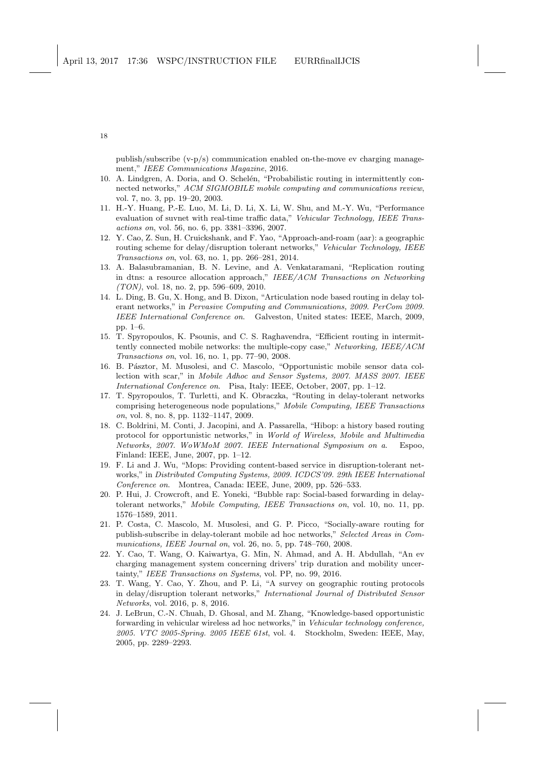publish/subscribe (v-p/s) communication enabled on-the-move ev charging management," *IEEE Communications Magazine*, 2016.

10. A. Lindgren, A. Doria, and O. Schelén, "Probabilistic routing in intermittently connected networks," *ACM SIGMOBILE mobile computing and communications review*, vol. 7, no. 3, pp. 19–20, 2003.
11. H.-Y. Huang, P.-E. Luo, M. Li, D. Li, X. Li, W. Shu, and M.-Y. Wu, "Performance evaluation of suvnet with real-time traffic data," *Vehicular Technology, IEEE Transactions on*, vol. 56, no. 6, pp. 3381–3396, 2007.
12. Y. Cao, Z. Sun, H. Cruickshank, and F. Yao, "Approach-and-roam (aar): a geographic routing scheme for delay/disruption tolerant networks," *Vehicular Technology, IEEE Transactions on*, vol. 63, no. 1, pp. 266–281, 2014.
13. A. Balasubramanian, B. N. Levine, and A. Venkataramani, "Replication routing in dtns: a resource allocation approach," *IEEE/ACM Transactions on Networking (TON)*, vol. 18, no. 2, pp. 596–609, 2010.
14. L. Ding, B. Gu, X. Hong, and B. Dixon, "Articulation node based routing in delay tolerant networks," in *Pervasive Computing and Communications, 2009. PerCom 2009. IEEE International Conference on*. Galveston, United states: IEEE, March, 2009, pp. 1–6.
15. T. Spyropoulos, K. Psounis, and C. S. Raghavendra, "Efficient routing in intermittently connected mobile networks: the multiple-copy case," *Networking, IEEE/ACM Transactions on*, vol. 16, no. 1, pp. 77–90, 2008.
16. B. Pásztor, M. Musolesi, and C. Mascolo, "Opportunistic mobile sensor data collection with scar," in *Mobile Adhoc and Sensor Systems, 2007. MASS 2007. IEEE International Conference on*. Pisa, Italy: IEEE, October, 2007, pp. 1–12.
17. T. Spyropoulos, T. Turletti, and K. Obraczka, "Routing in delay-tolerant networks comprising heterogeneous node populations," *Mobile Computing, IEEE Transactions on*, vol. 8, no. 8, pp. 1132–1147, 2009.
18. C. Boldrini, M. Conti, J. Jacopini, and A. Passarella, "Hibop: a history based routing protocol for opportunistic networks," in *World of Wireless, Mobile and Multimedia Networks, 2007. WoWMoM 2007. IEEE International Symposium on a*. Espoo, Finland: IEEE, June, 2007, pp. 1–12.
19. F. Li and J. Wu, "Mops: Providing content-based service in disruption-tolerant networks," in *Distributed Computing Systems, 2009. ICDCS'09. 29th IEEE International Conference on*. Montrea, Canada: IEEE, June, 2009, pp. 526–533.
20. P. Hui, J. Crowcroft, and E. Yoneki, "Bubble rap: Social-based forwarding in delay-tolerant networks," *Mobile Computing, IEEE Transactions on*, vol. 10, no. 11, pp. 1576–1589, 2011.
21. P. Costa, C. Mascolo, M. Musolesi, and G. P. Picco, "Socially-aware routing for publish-subscribe in delay-tolerant mobile ad hoc networks," *Selected Areas in Communications, IEEE Journal on*, vol. 26, no. 5, pp. 748–760, 2008.
22. Y. Cao, T. Wang, O. Kaiwartya, G. Min, N. Ahmad, and A. H. Abdullah, "An ev charging management system concerning drivers' trip duration and mobility uncertainty," *IEEE Transactions on Systems*, vol. PP, no. 99, 2016.
23. T. Wang, Y. Cao, Y. Zhou, and P. Li, "A survey on geographic routing protocols in delay/disruption tolerant networks," *International Journal of Distributed Sensor Networks*, vol. 2016, p. 8, 2016.
24. J. LeBrun, C.-N. Chuah, D. Ghosal, and M. Zhang, "Knowledge-based opportunistic forwarding in vehicular wireless ad hoc networks," in *Vehicular technology conference, 2005. VTC 2005-Spring. 2005 IEEE 61st*, vol. 4. Stockholm, Sweden: IEEE, May, 2005, pp. 2289–2293.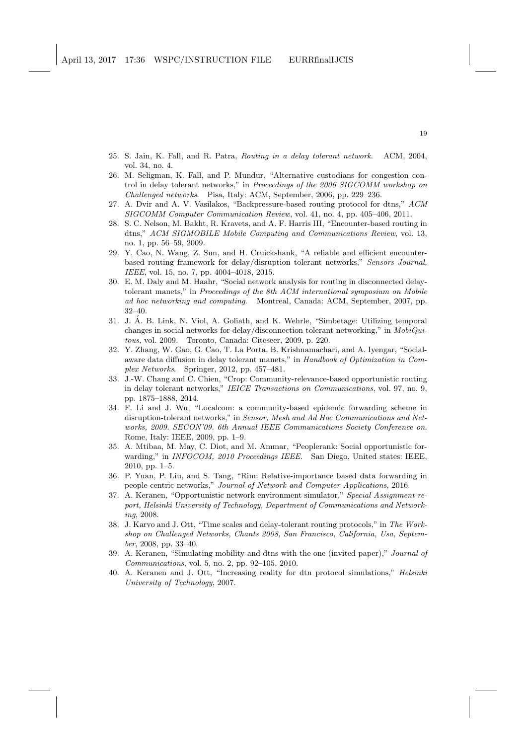25. S. Jain, K. Fall, and R. Patra, *Routing in a delay tolerant network*. ACM, 2004, vol. 34, no. 4.
26. M. Seligman, K. Fall, and P. Mundur, "Alternative custodians for congestion control in delay tolerant networks," in *Proceedings of the 2006 SIGCOMM workshop on Challenged networks*. Pisa, Italy: ACM, September, 2006, pp. 229–236.
27. A. Dvir and A. V. Vasilakos, "Backpressure-based routing protocol for dtns," *ACM SIGCOMM Computer Communication Review*, vol. 41, no. 4, pp. 405–406, 2011.
28. S. C. Nelson, M. Bakht, R. Kravets, and A. F. Harris III, "Encounter-based routing in dtns," *ACM SIGMOBILE Mobile Computing and Communications Review*, vol. 13, no. 1, pp. 56–59, 2009.
29. Y. Cao, N. Wang, Z. Sun, and H. Cruickshank, "A reliable and efficient encounter-based routing framework for delay/disruption tolerant networks," *Sensors Journal, IEEE*, vol. 15, no. 7, pp. 4004–4018, 2015.
30. E. M. Daly and M. Haahr, "Social network analysis for routing in disconnected delay-tolerant manets," in *Proceedings of the 8th ACM international symposium on Mobile ad hoc networking and computing*. Montreal, Canada: ACM, September, 2007, pp. 32–40.
31. J. Á. B. Link, N. Viol, A. Goliath, and K. Wehrle, "Simbetage: Utilizing temporal changes in social networks for delay/disconnection tolerant networking," in *MobiQuitous*, vol. 2009. Toronto, Canada: Citeseer, 2009, p. 220.
32. Y. Zhang, W. Gao, G. Cao, T. La Porta, B. Krishnamachari, and A. Iyengar, "Social-aware data diffusion in delay tolerant manets," in *Handbook of Optimization in Complex Networks*. Springer, 2012, pp. 457–481.
33. J.-W. Chang and C. Chien, "Crop: Community-relevance-based opportunistic routing in delay tolerant networks," *IEICE Transactions on Communications*, vol. 97, no. 9, pp. 1875–1888, 2014.
34. F. Li and J. Wu, "Localcom: a community-based epidemic forwarding scheme in disruption-tolerant networks," in *Sensor, Mesh and Ad Hoc Communications and Networks, 2009. SECON'09. 6th Annual IEEE Communications Society Conference on*. Rome, Italy: IEEE, 2009, pp. 1–9.
35. A. Mtibaa, M. May, C. Diot, and M. Ammar, "Peoplerank: Social opportunistic forwarding," in *INFOCOM, 2010 Proceedings IEEE*. San Diego, United states: IEEE, 2010, pp. 1–5.
36. P. Yuan, P. Liu, and S. Tang, "Rim: Relative-importance based data forwarding in people-centric networks," *Journal of Network and Computer Applications*, 2016.
37. A. Keranen, "Opportunistic network environment simulator," *Special Assignment report, Helsinki University of Technology, Department of Communications and Networking*, 2008.
38. J. Karvo and J. Ott, "Time scales and delay-tolerant routing protocols," in *The Workshop on Challenged Networks, Chants 2008, San Francisco, California, Usa, September*, 2008, pp. 33–40.
39. A. Keranen, "Simulating mobility and dtns with the one (invited paper)," *Journal of Communications*, vol. 5, no. 2, pp. 92–105, 2010.
40. A. Keranen and J. Ott, "Increasing reality for dtn protocol simulations," *Helsinki University of Technology*, 2007.